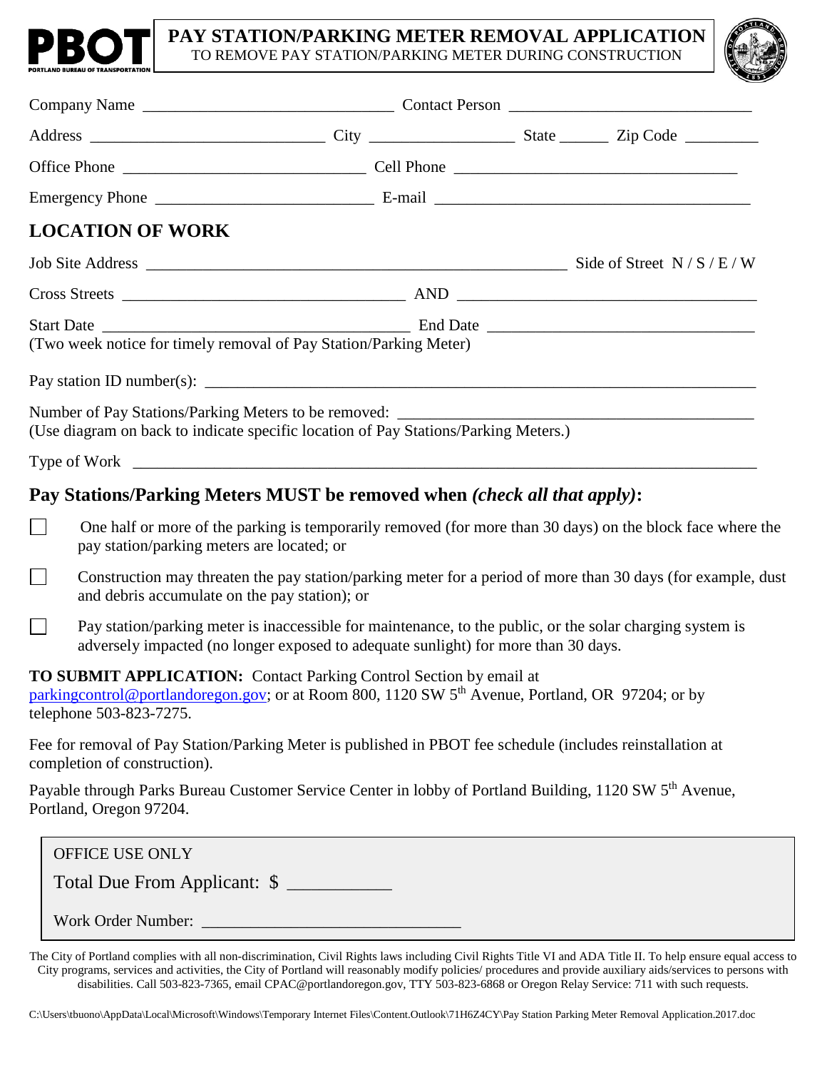PBOT
PORTLAND BUREAU OF TRANSPORTATION

# PAY STATION/PARKING METER REMOVAL APPLICATION

TO REMOVE PAY STATION/PARKING METER DURING CONSTRUCTION

Company Name ______________________________ Contact Person _____________________________

Address ____________________________ City _________________ State ______ Zip Code _________

Office Phone _____________________________ Cell Phone __________________________________

Emergency Phone __________________________ E-mail ______________________________________

## LOCATION OF WORK

Job Site Address __________________________________________________ Side of Street N / S / E / W

Cross Streets __________________________________ AND ____________________________________

Start Date ____________________________________ End Date ________________________________
(Two week notice for timely removal of Pay Station/Parking Meter)

Pay station ID number(s): ______________________________________________________________

Number of Pay Stations/Parking Meters to be removed: __________________________________________
(Use diagram on back to indicate specific location of Pay Stations/Parking Meters.)

Type of Work ______________________________________________________________________

## Pay Stations/Parking Meters MUST be removed when *(check all that apply)*:

- ☐ One half or more of the parking is temporarily removed (for more than 30 days) on the block face where the pay station/parking meters are located; or
- ☐ Construction may threaten the pay station/parking meter for a period of more than 30 days (for example, dust and debris accumulate on the pay station); or
- ☐ Pay station/parking meter is inaccessible for maintenance, to the public, or the solar charging system is adversely impacted (no longer exposed to adequate sunlight) for more than 30 days.

**TO SUBMIT APPLICATION:** Contact Parking Control Section by email at parkingcontrol@portlandoregon.gov; or at Room 800, 1120 SW 5th Avenue, Portland, OR 97204; or by telephone 503-823-7275.

Fee for removal of Pay Station/Parking Meter is published in PBOT fee schedule (includes reinstallation at completion of construction).

Payable through Parks Bureau Customer Service Center in lobby of Portland Building, 1120 SW 5th Avenue, Portland, Oregon 97204.

OFFICE USE ONLY

Total Due From Applicant: $ ___________

Work Order Number: ______________________________

The City of Portland complies with all non-discrimination, Civil Rights laws including Civil Rights Title VI and ADA Title II. To help ensure equal access to City programs, services and activities, the City of Portland will reasonably modify policies/ procedures and provide auxiliary aids/services to persons with disabilities. Call 503-823-7365, email CPAC@portlandoregon.gov, TTY 503-823-6868 or Oregon Relay Service: 711 with such requests.

C:\Users\tbuono\AppData\Local\Microsoft\Windows\Temporary Internet Files\Content.Outlook\71H6Z4CY\Pay Station Parking Meter Removal Application.2017.doc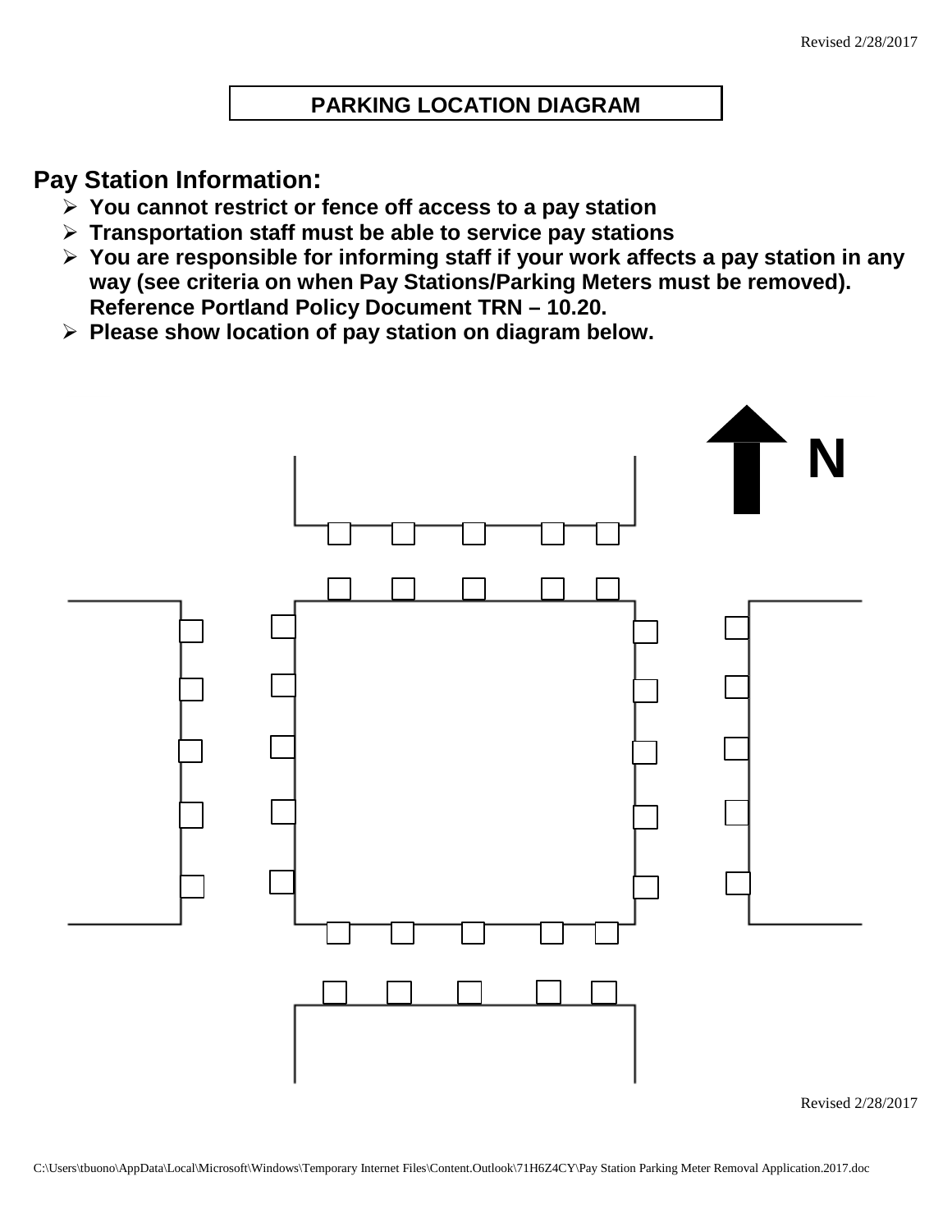## PARKING LOCATION DIAGRAM

## Pay Station Information:

- **You cannot restrict or fence off access to a pay station**
- **Transportation staff must be able to service pay stations**
- **You are responsible for informing staff if your work affects a pay station in any way (see criteria on when Pay Stations/Parking Meters must be removed). Reference Portland Policy Document TRN – 10.20.**
- **Please show location of pay station on diagram below.**

N

C:\Users\tbuono\AppData\Local\Microsoft\Windows\Temporary Internet Files\Content.Outlook\71H6Z4CY\Pay Station Parking Meter Removal Application.2017.doc